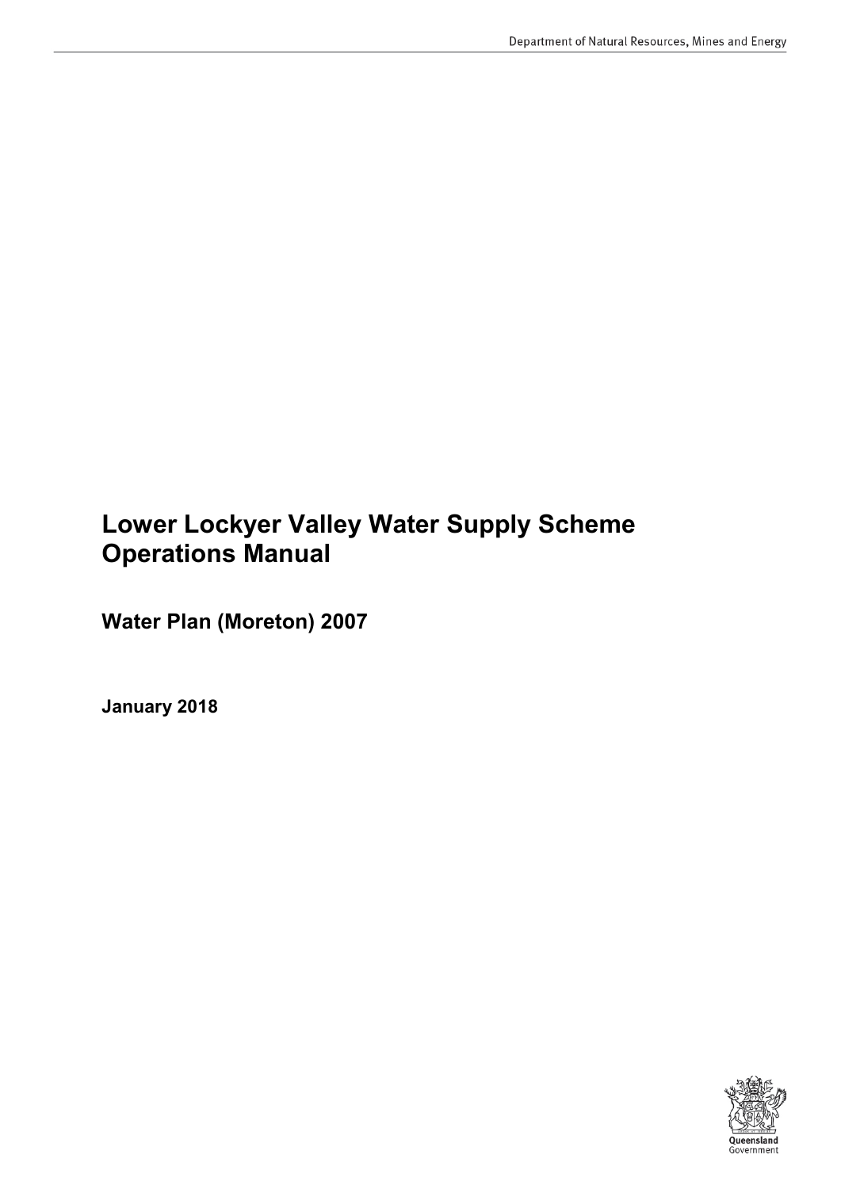# Lower Lockyer Valley Water Supply Scheme Operations Manual

## Water Plan (Moreton) 2007

**January 2018**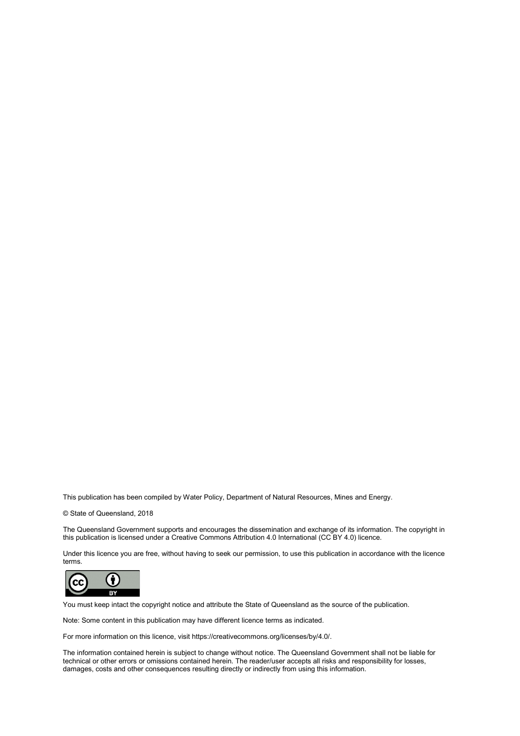This publication has been compiled by Water Policy, Department of Natural Resources, Mines and Energy.

© State of Queensland, 2018

The Queensland Government supports and encourages the dissemination and exchange of its information. The copyright in this publication is licensed under a Creative Commons Attribution 4.0 International (CC BY 4.0) licence.

Under this licence you are free, without having to seek our permission, to use this publication in accordance with the licence terms.

You must keep intact the copyright notice and attribute the State of Queensland as the source of the publication.

Note: Some content in this publication may have different licence terms as indicated.

For more information on this licence, visit https://creativecommons.org/licenses/by/4.0/.

The information contained herein is subject to change without notice. The Queensland Government shall not be liable for technical or other errors or omissions contained herein. The reader/user accepts all risks and responsibility for losses, damages, costs and other consequences resulting directly or indirectly from using this information.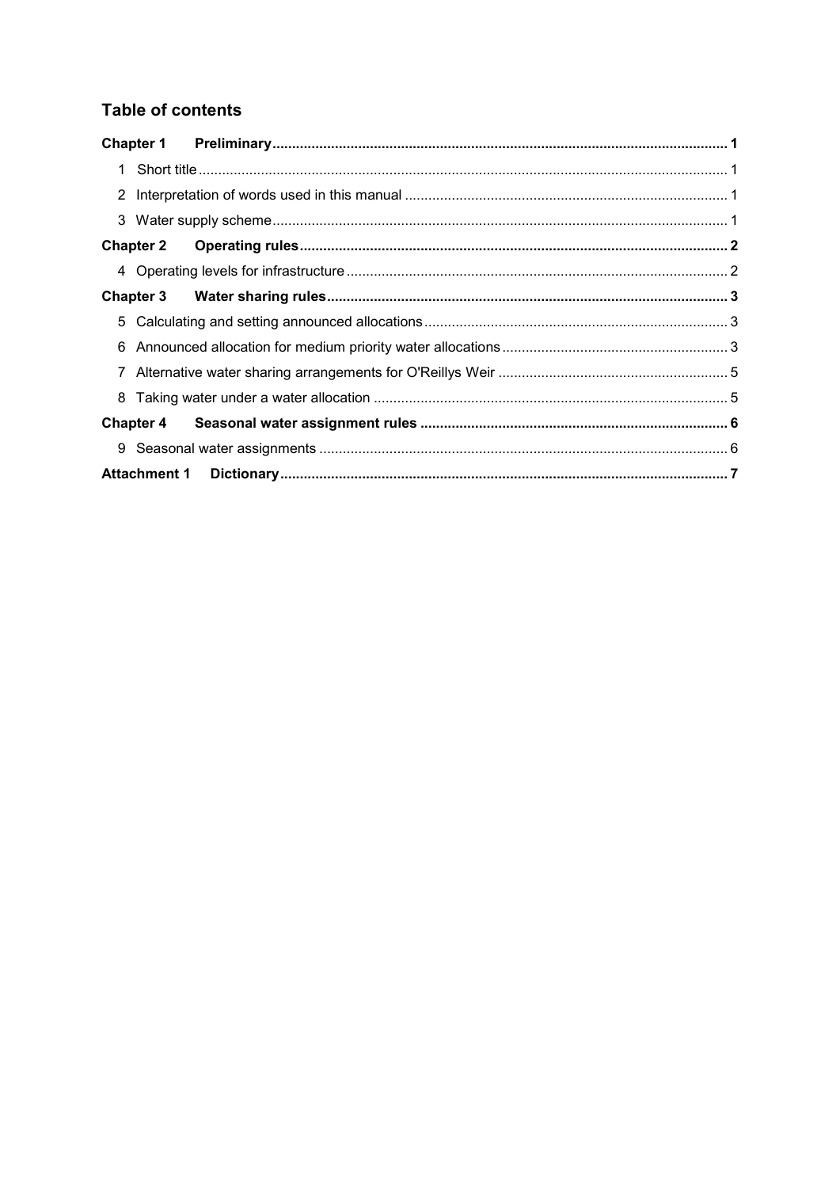## Table of contents

**Chapter 1 Preliminary** ..... **1**

1 Short title ..... 1

2 Interpretation of words used in this manual ..... 1

3 Water supply scheme ..... 1

**Chapter 2 Operating rules** ..... **2**

4 Operating levels for infrastructure ..... 2

**Chapter 3 Water sharing rules** ..... **3**

5 Calculating and setting announced allocations ..... 3

6 Announced allocation for medium priority water allocations ..... 3

7 Alternative water sharing arrangements for O'Reillys Weir ..... 5

8 Taking water under a water allocation ..... 5

**Chapter 4 Seasonal water assignment rules** ..... **6**

9 Seasonal water assignments ..... 6

**Attachment 1 Dictionary** ..... **7**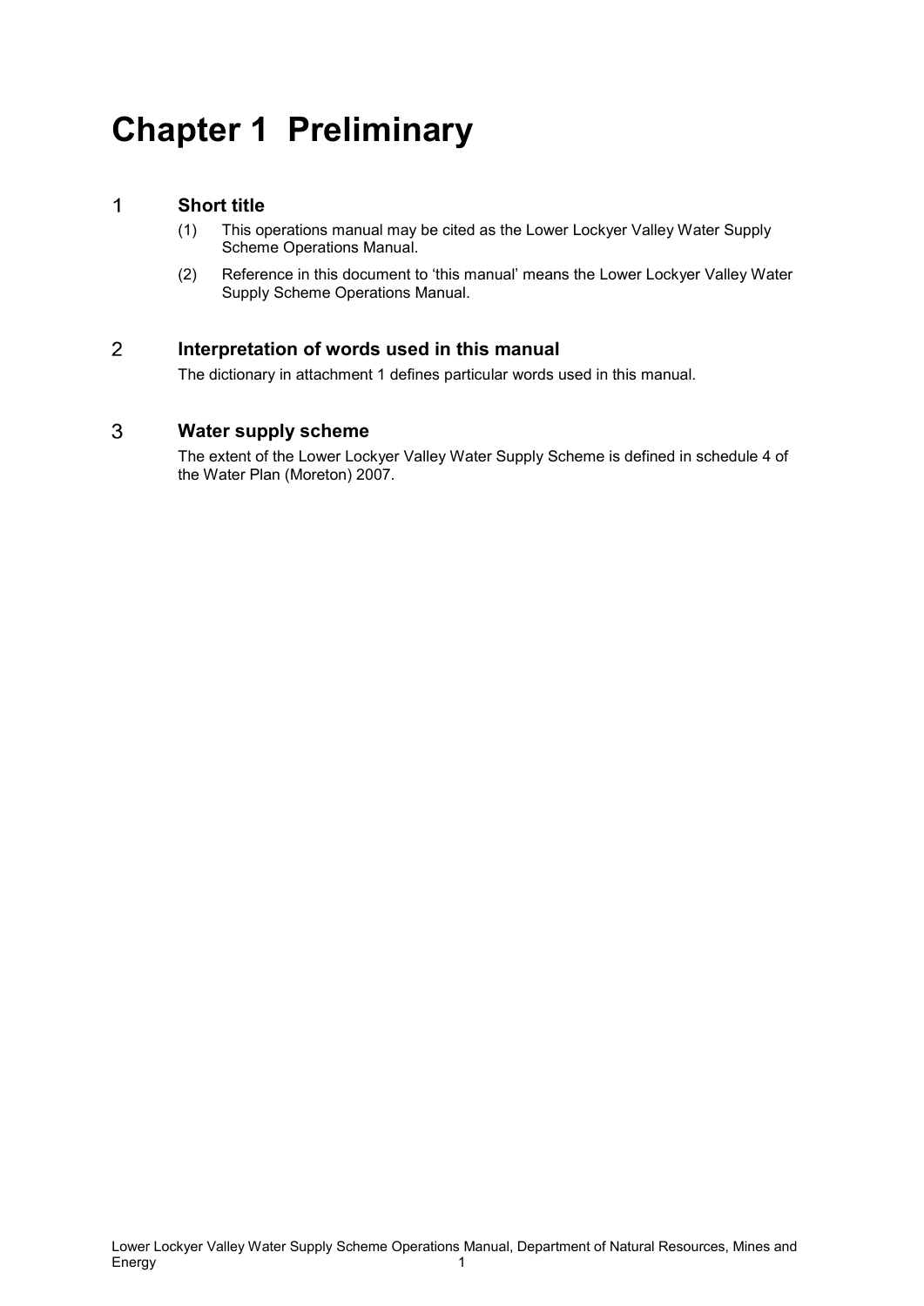# Chapter 1 Preliminary

## 1 Short title

(1) This operations manual may be cited as the Lower Lockyer Valley Water Supply Scheme Operations Manual.

(2) Reference in this document to 'this manual' means the Lower Lockyer Valley Water Supply Scheme Operations Manual.

## 2 Interpretation of words used in this manual

The dictionary in attachment 1 defines particular words used in this manual.

## 3 Water supply scheme

The extent of the Lower Lockyer Valley Water Supply Scheme is defined in schedule 4 of the Water Plan (Moreton) 2007.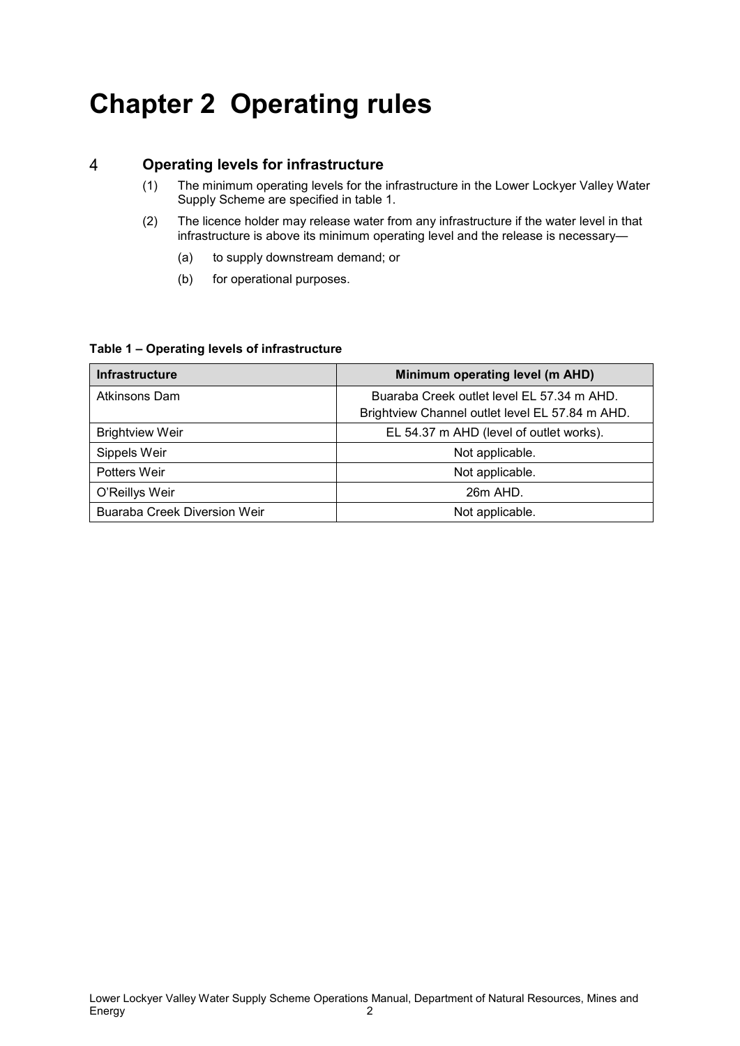# Chapter 2 Operating rules

## 4 Operating levels for infrastructure

(1) The minimum operating levels for the infrastructure in the Lower Lockyer Valley Water Supply Scheme are specified in table 1.

(2) The licence holder may release water from any infrastructure if the water level in that infrastructure is above its minimum operating level and the release is necessary—

(a) to supply downstream demand; or

(b) for operational purposes.

**Table 1 – Operating levels of infrastructure**

| Infrastructure | Minimum operating level (m AHD) |
|---|---|
| Atkinsons Dam | Buaraba Creek outlet level EL 57.34 m AHD. Brightview Channel outlet level EL 57.84 m AHD. |
| Brightview Weir | EL 54.37 m AHD (level of outlet works). |
| Sippels Weir | Not applicable. |
| Potters Weir | Not applicable. |
| O'Reillys Weir | 26m AHD. |
| Buaraba Creek Diversion Weir | Not applicable. |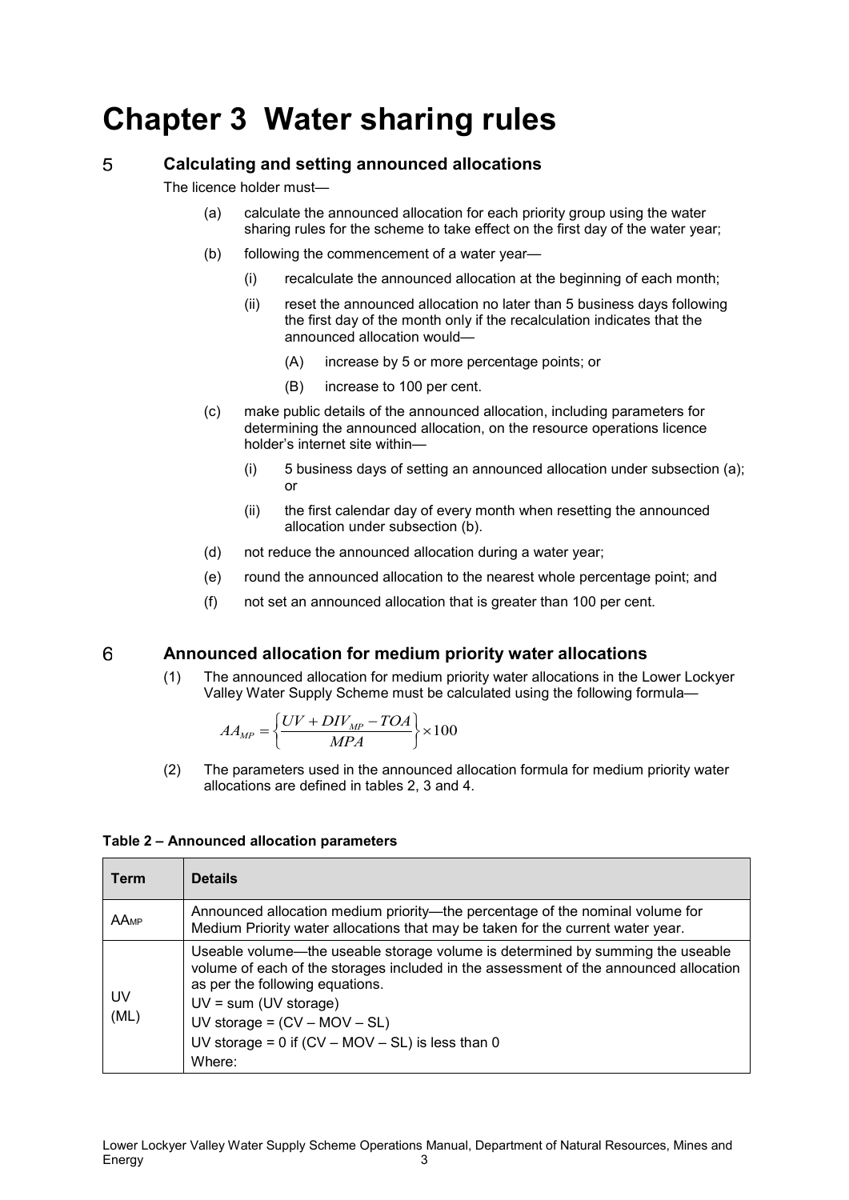# Chapter 3 Water sharing rules

## 5 Calculating and setting announced allocations

The licence holder must—

(a) calculate the announced allocation for each priority group using the water sharing rules for the scheme to take effect on the first day of the water year;

(b) following the commencement of a water year—

  (i) recalculate the announced allocation at the beginning of each month;

  (ii) reset the announced allocation no later than 5 business days following the first day of the month only if the recalculation indicates that the announced allocation would—

    (A) increase by 5 or more percentage points; or

    (B) increase to 100 per cent.

(c) make public details of the announced allocation, including parameters for determining the announced allocation, on the resource operations licence holder's internet site within—

  (i) 5 business days of setting an announced allocation under subsection (a); or

  (ii) the first calendar day of every month when resetting the announced allocation under subsection (b).

(d) not reduce the announced allocation during a water year;

(e) round the announced allocation to the nearest whole percentage point; and

(f) not set an announced allocation that is greater than 100 per cent.

## 6 Announced allocation for medium priority water allocations

(1) The announced allocation for medium priority water allocations in the Lower Lockyer Valley Water Supply Scheme must be calculated using the following formula—

$$AA_{MP} = \left\{ \frac{UV + DIV_{MP} - TOA}{MPA} \right\} \times 100$$

(2) The parameters used in the announced allocation formula for medium priority water allocations are defined in tables 2, 3 and 4.

**Table 2 – Announced allocation parameters**

| Term | Details |
|---|---|
| $AA_{MP}$ | Announced allocation medium priority—the percentage of the nominal volume for Medium Priority water allocations that may be taken for the current water year. |
| UV (ML) | Useable volume—the useable storage volume is determined by summing the useable volume of each of the storages included in the assessment of the announced allocation as per the following equations.<br>UV = sum (UV storage)<br>UV storage = (CV – MOV – SL)<br>UV storage = 0 if (CV – MOV – SL) is less than 0<br>Where: |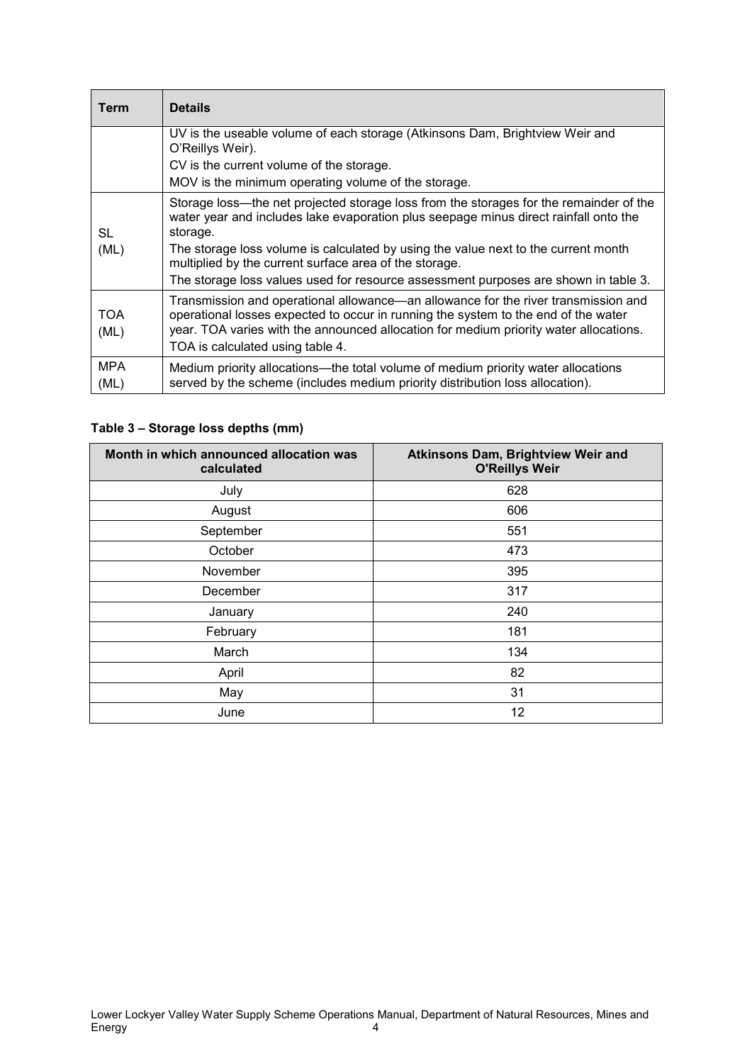| Term | Details |
|---|---|
| | UV is the useable volume of each storage (Atkinsons Dam, Brightview Weir and O'Reillys Weir).<br>CV is the current volume of the storage.<br>MOV is the minimum operating volume of the storage. |
| SL (ML) | Storage loss—the net projected storage loss from the storages for the remainder of the water year and includes lake evaporation plus seepage minus direct rainfall onto the storage.<br>The storage loss volume is calculated by using the value next to the current month multiplied by the current surface area of the storage.<br>The storage loss values used for resource assessment purposes are shown in table 3. |
| TOA (ML) | Transmission and operational allowance—an allowance for the river transmission and operational losses expected to occur in running the system to the end of the water year. TOA varies with the announced allocation for medium priority water allocations. TOA is calculated using table 4. |
| MPA (ML) | Medium priority allocations—the total volume of medium priority water allocations served by the scheme (includes medium priority distribution loss allocation). |

**Table 3 – Storage loss depths (mm)**

| Month in which announced allocation was calculated | Atkinsons Dam, Brightview Weir and O'Reillys Weir |
|---|---|
| July | 628 |
| August | 606 |
| September | 551 |
| October | 473 |
| November | 395 |
| December | 317 |
| January | 240 |
| February | 181 |
| March | 134 |
| April | 82 |
| May | 31 |
| June | 12 |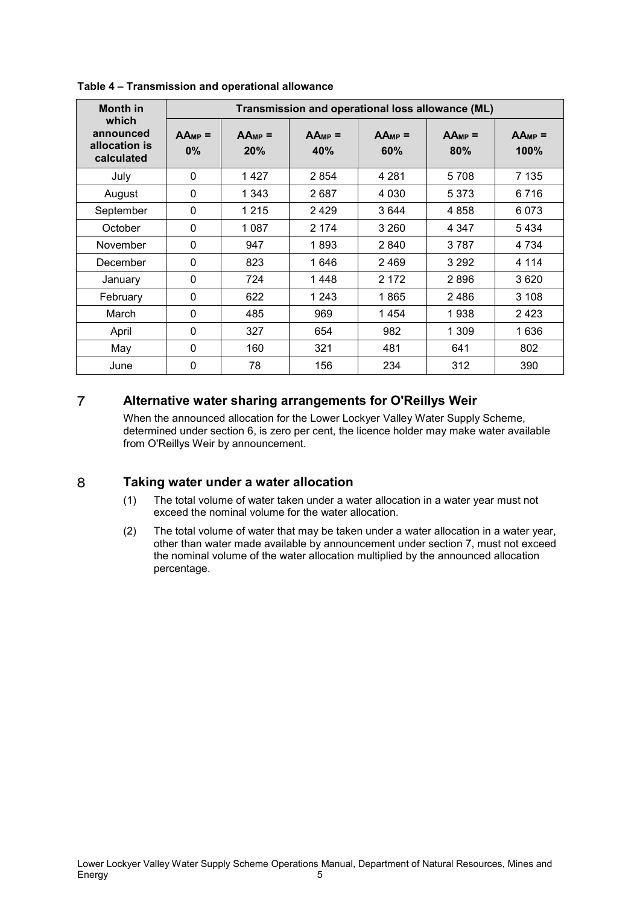**Table 4 – Transmission and operational allowance**

| Month in which announced allocation is calculated | Transmission and operational loss allowance (ML) | | | | | |
|---|---|---|---|---|---|---|
| | $AA_{MP}$ = 0% | $AA_{MP}$ = 20% | $AA_{MP}$ = 40% | $AA_{MP}$ = 60% | $AA_{MP}$ = 80% | $AA_{MP}$ = 100% |
| July | 0 | 1 427 | 2 854 | 4 281 | 5 708 | 7 135 |
| August | 0 | 1 343 | 2 687 | 4 030 | 5 373 | 6 716 |
| September | 0 | 1 215 | 2 429 | 3 644 | 4 858 | 6 073 |
| October | 0 | 1 087 | 2 174 | 3 260 | 4 347 | 5 434 |
| November | 0 | 947 | 1 893 | 2 840 | 3 787 | 4 734 |
| December | 0 | 823 | 1 646 | 2 469 | 3 292 | 4 114 |
| January | 0 | 724 | 1 448 | 2 172 | 2 896 | 3 620 |
| February | 0 | 622 | 1 243 | 1 865 | 2 486 | 3 108 |
| March | 0 | 485 | 969 | 1 454 | 1 938 | 2 423 |
| April | 0 | 327 | 654 | 982 | 1 309 | 1 636 |
| May | 0 | 160 | 321 | 481 | 641 | 802 |
| June | 0 | 78 | 156 | 234 | 312 | 390 |

## 7 Alternative water sharing arrangements for O'Reillys Weir

When the announced allocation for the Lower Lockyer Valley Water Supply Scheme, determined under section 6, is zero per cent, the licence holder may make water available from O'Reillys Weir by announcement.

## 8 Taking water under a water allocation

(1) The total volume of water taken under a water allocation in a water year must not exceed the nominal volume for the water allocation.

(2) The total volume of water that may be taken under a water allocation in a water year, other than water made available by announcement under section 7, must not exceed the nominal volume of the water allocation multiplied by the announced allocation percentage.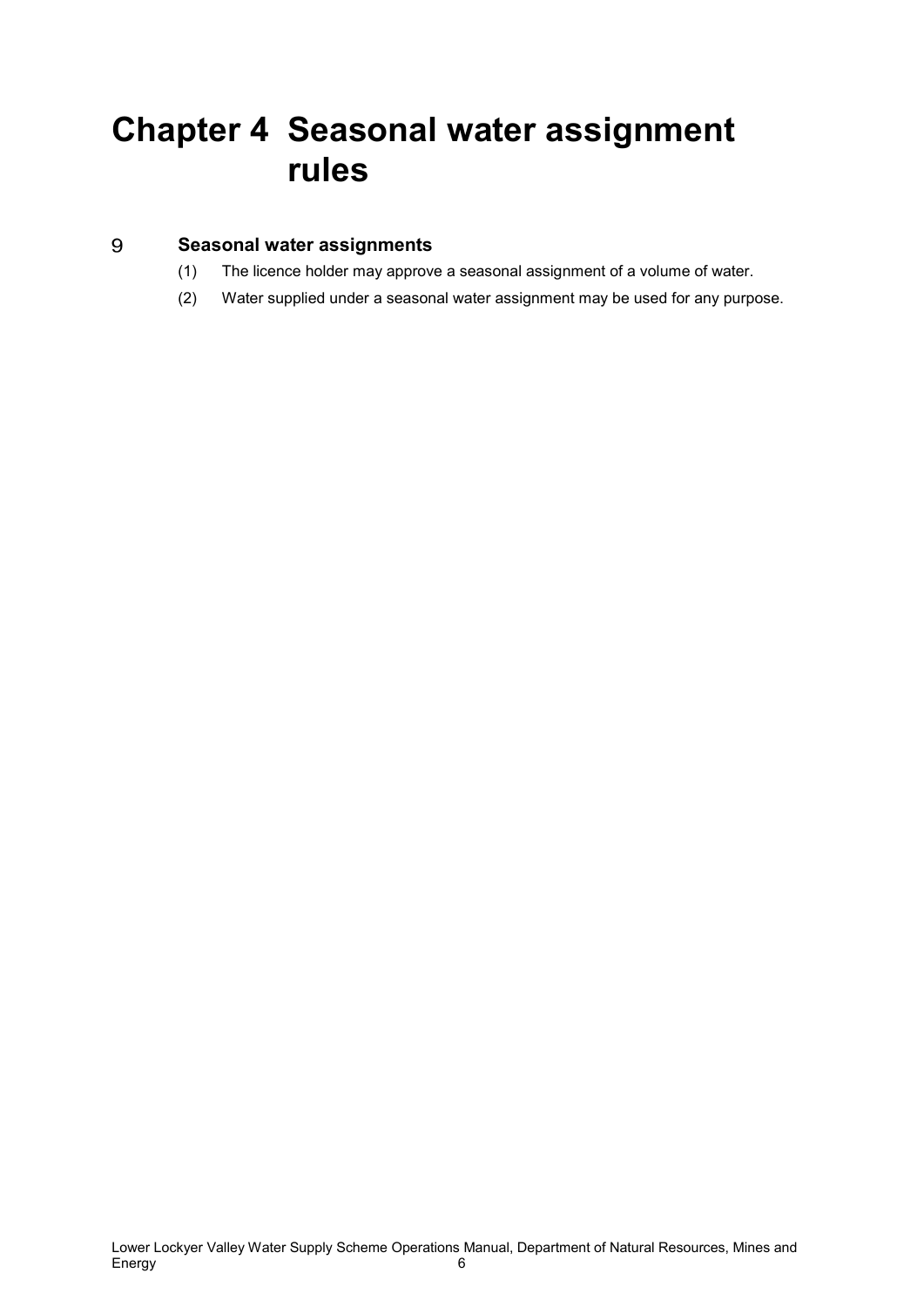# Chapter 4 Seasonal water assignment rules

## 9 Seasonal water assignments

(1) The licence holder may approve a seasonal assignment of a volume of water.

(2) Water supplied under a seasonal water assignment may be used for any purpose.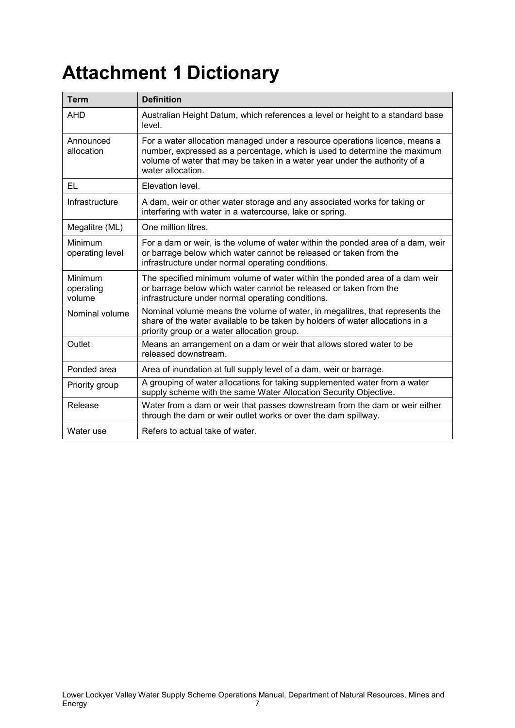# Attachment 1 Dictionary

| Term | Definition |
| --- | --- |
| AHD | Australian Height Datum, which references a level or height to a standard base level. |
| Announced allocation | For a water allocation managed under a resource operations licence, means a number, expressed as a percentage, which is used to determine the maximum volume of water that may be taken in a water year under the authority of a water allocation. |
| EL | Elevation level. |
| Infrastructure | A dam, weir or other water storage and any associated works for taking or interfering with water in a watercourse, lake or spring. |
| Megalitre (ML) | One million litres. |
| Minimum operating level | For a dam or weir, is the volume of water within the ponded area of a dam, weir or barrage below which water cannot be released or taken from the infrastructure under normal operating conditions. |
| Minimum operating volume | The specified minimum volume of water within the ponded area of a dam weir or barrage below which water cannot be released or taken from the infrastructure under normal operating conditions. |
| Nominal volume | Nominal volume means the volume of water, in megalitres, that represents the share of the water available to be taken by holders of water allocations in a priority group or a water allocation group. |
| Outlet | Means an arrangement on a dam or weir that allows stored water to be released downstream. |
| Ponded area | Area of inundation at full supply level of a dam, weir or barrage. |
| Priority group | A grouping of water allocations for taking supplemented water from a water supply scheme with the same Water Allocation Security Objective. |
| Release | Water from a dam or weir that passes downstream from the dam or weir either through the dam or weir outlet works or over the dam spillway. |
| Water use | Refers to actual take of water. |